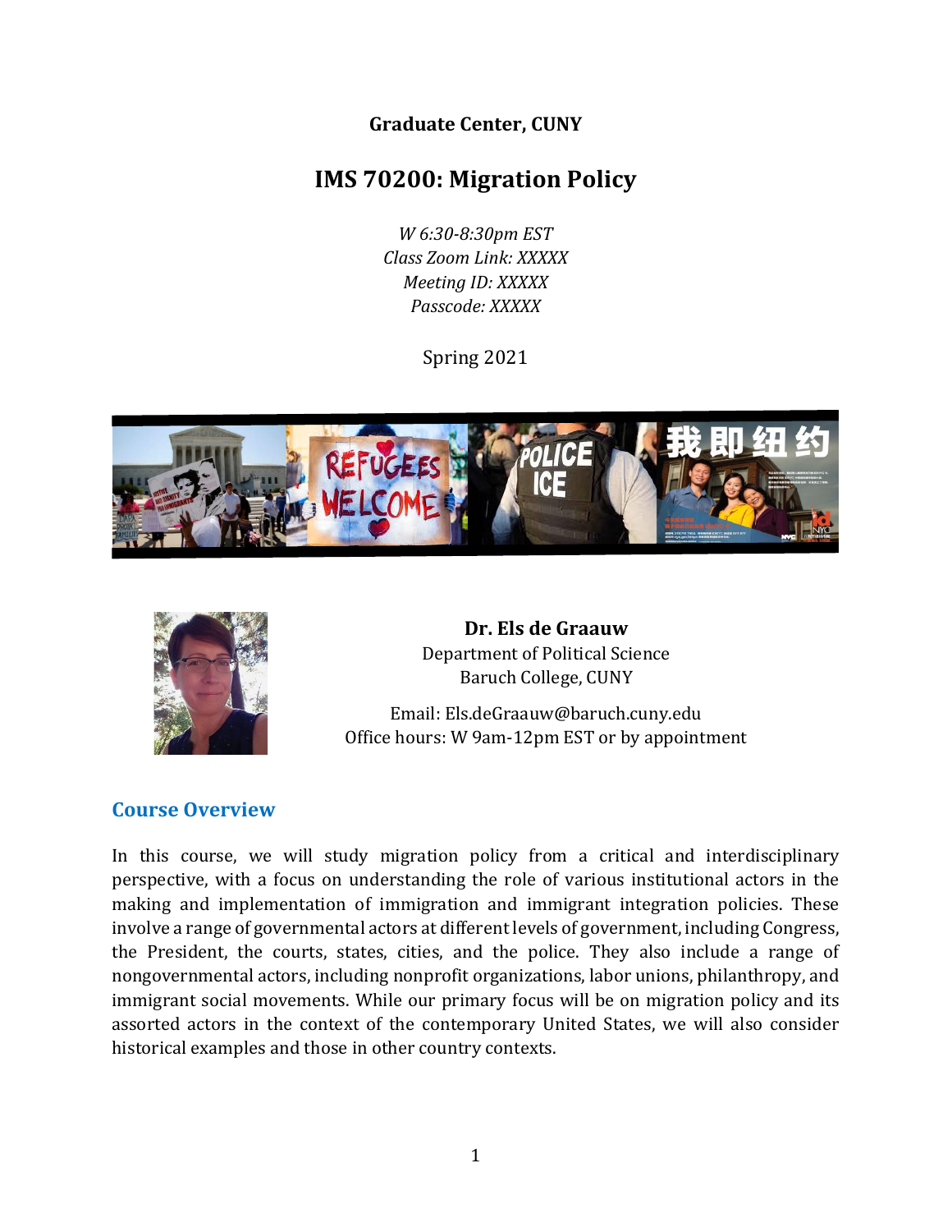**Graduate Center, CUNY**

# IMS 70200: Migration Policy

*W 6:30-8:30pm EST*
*Class Zoom Link: XXXXX*
*Meeting ID: XXXXX*
*Passcode: XXXXX*

Spring 2021

**Dr. Els de Graauw**
Department of Political Science
Baruch College, CUNY

Email: Els.deGraauw@baruch.cuny.edu
Office hours: W 9am-12pm EST or by appointment

## Course Overview

In this course, we will study migration policy from a critical and interdisciplinary perspective, with a focus on understanding the role of various institutional actors in the making and implementation of immigration and immigrant integration policies. These involve a range of governmental actors at different levels of government, including Congress, the President, the courts, states, cities, and the police. They also include a range of nongovernmental actors, including nonprofit organizations, labor unions, philanthropy, and immigrant social movements. While our primary focus will be on migration policy and its assorted actors in the context of the contemporary United States, we will also consider historical examples and those in other country contexts.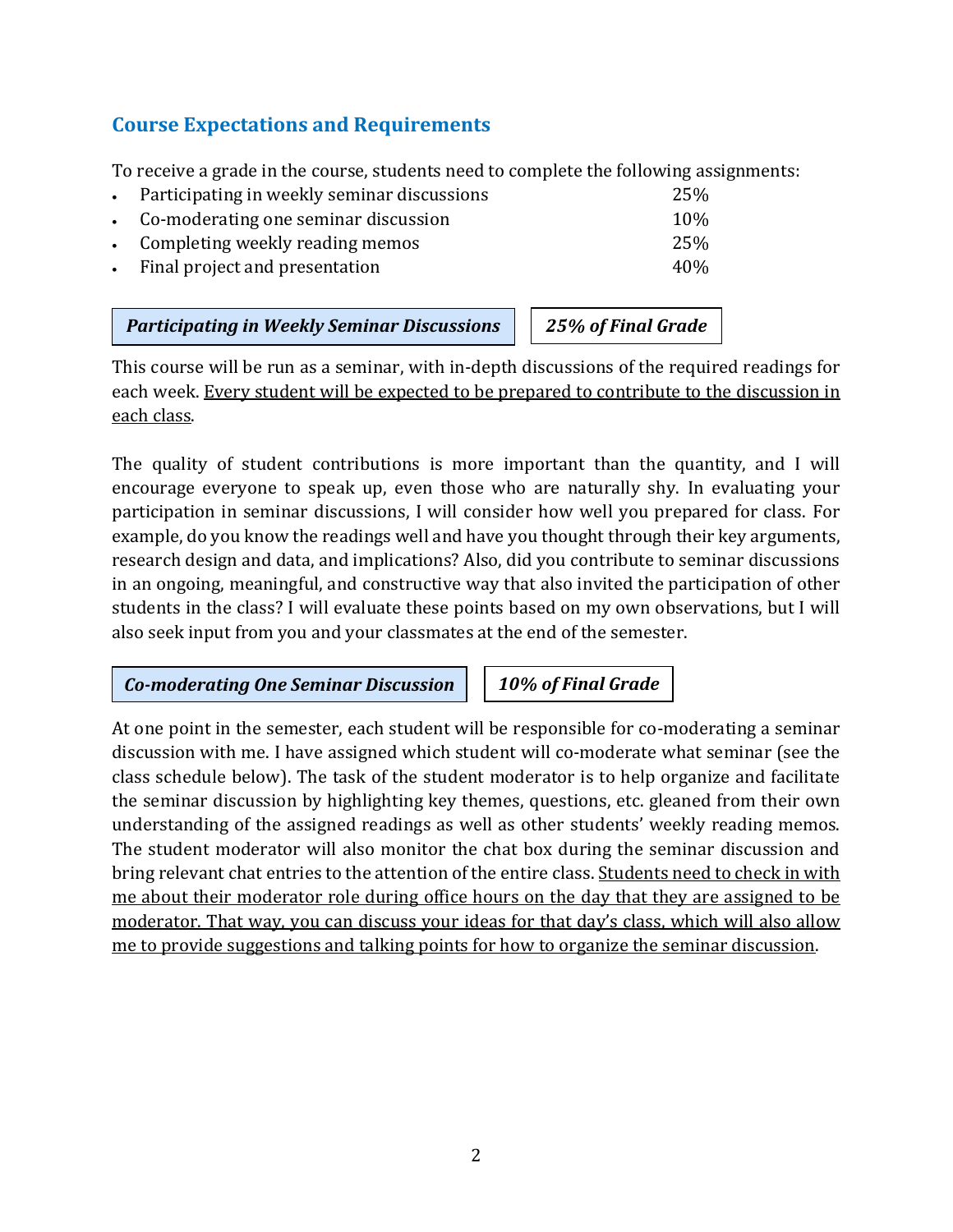## Course Expectations and Requirements

To receive a grade in the course, students need to complete the following assignments:

- Participating in weekly seminar discussions 25%
- Co-moderating one seminar discussion 10%
- Completing weekly reading memos 25%
- Final project and presentation 40%

### ***Participating in Weekly Seminar Discussions*** | ***25% of Final Grade***

This course will be run as a seminar, with in-depth discussions of the required readings for each week. <u>Every student will be expected to be prepared to contribute to the discussion in each class</u>.

The quality of student contributions is more important than the quantity, and I will encourage everyone to speak up, even those who are naturally shy. In evaluating your participation in seminar discussions, I will consider how well you prepared for class. For example, do you know the readings well and have you thought through their key arguments, research design and data, and implications? Also, did you contribute to seminar discussions in an ongoing, meaningful, and constructive way that also invited the participation of other students in the class? I will evaluate these points based on my own observations, but I will also seek input from you and your classmates at the end of the semester.

### ***Co-moderating One Seminar Discussion*** | ***10% of Final Grade***

At one point in the semester, each student will be responsible for co-moderating a seminar discussion with me. I have assigned which student will co-moderate what seminar (see the class schedule below). The task of the student moderator is to help organize and facilitate the seminar discussion by highlighting key themes, questions, etc. gleaned from their own understanding of the assigned readings as well as other students' weekly reading memos. The student moderator will also monitor the chat box during the seminar discussion and bring relevant chat entries to the attention of the entire class. <u>Students need to check in with me about their moderator role during office hours on the day that they are assigned to be moderator. That way, you can discuss your ideas for that day's class, which will also allow me to provide suggestions and talking points for how to organize the seminar discussion</u>.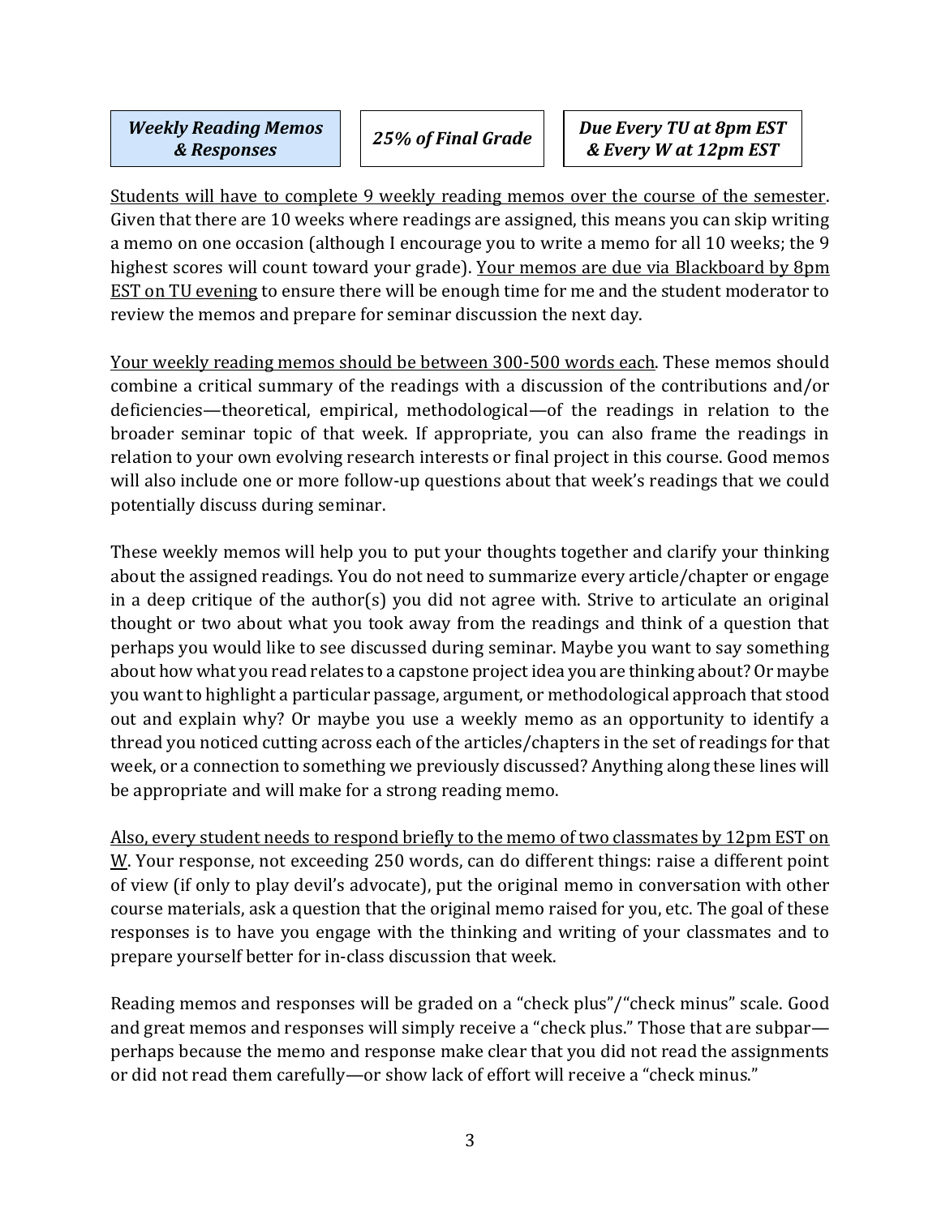***Weekly Reading Memos & Responses*** | ***25% of Final Grade*** | ***Due Every TU at 8pm EST & Every W at 12pm EST***

Students will have to complete 9 weekly reading memos over the course of the semester. Given that there are 10 weeks where readings are assigned, this means you can skip writing a memo on one occasion (although I encourage you to write a memo for all 10 weeks; the 9 highest scores will count toward your grade). Your memos are due via Blackboard by 8pm EST on TU evening to ensure there will be enough time for me and the student moderator to review the memos and prepare for seminar discussion the next day.

Your weekly reading memos should be between 300-500 words each. These memos should combine a critical summary of the readings with a discussion of the contributions and/or deficiencies—theoretical, empirical, methodological—of the readings in relation to the broader seminar topic of that week. If appropriate, you can also frame the readings in relation to your own evolving research interests or final project in this course. Good memos will also include one or more follow-up questions about that week's readings that we could potentially discuss during seminar.

These weekly memos will help you to put your thoughts together and clarify your thinking about the assigned readings. You do not need to summarize every article/chapter or engage in a deep critique of the author(s) you did not agree with. Strive to articulate an original thought or two about what you took away from the readings and think of a question that perhaps you would like to see discussed during seminar. Maybe you want to say something about how what you read relates to a capstone project idea you are thinking about? Or maybe you want to highlight a particular passage, argument, or methodological approach that stood out and explain why? Or maybe you use a weekly memo as an opportunity to identify a thread you noticed cutting across each of the articles/chapters in the set of readings for that week, or a connection to something we previously discussed? Anything along these lines will be appropriate and will make for a strong reading memo.

Also, every student needs to respond briefly to the memo of two classmates by 12pm EST on W. Your response, not exceeding 250 words, can do different things: raise a different point of view (if only to play devil's advocate), put the original memo in conversation with other course materials, ask a question that the original memo raised for you, etc. The goal of these responses is to have you engage with the thinking and writing of your classmates and to prepare yourself better for in-class discussion that week.

Reading memos and responses will be graded on a "check plus"/"check minus" scale. Good and great memos and responses will simply receive a "check plus." Those that are subpar—perhaps because the memo and response make clear that you did not read the assignments or did not read them carefully—or show lack of effort will receive a "check minus."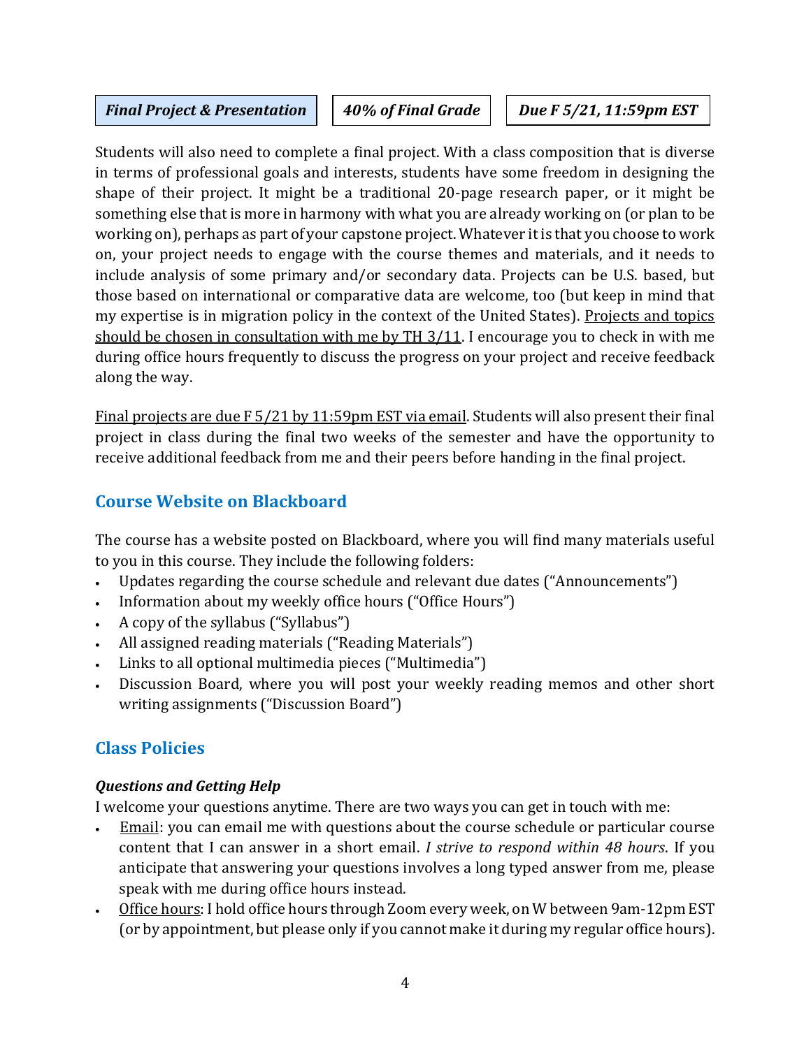**_Final Project & Presentation_** | **_40% of Final Grade_** | **_Due F 5/21, 11:59pm EST_**

Students will also need to complete a final project. With a class composition that is diverse in terms of professional goals and interests, students have some freedom in designing the shape of their project. It might be a traditional 20-page research paper, or it might be something else that is more in harmony with what you are already working on (or plan to be working on), perhaps as part of your capstone project. Whatever it is that you choose to work on, your project needs to engage with the course themes and materials, and it needs to include analysis of some primary and/or secondary data. Projects can be U.S. based, but those based on international or comparative data are welcome, too (but keep in mind that my expertise is in migration policy in the context of the United States). Projects and topics should be chosen in consultation with me by TH 3/11. I encourage you to check in with me during office hours frequently to discuss the progress on your project and receive feedback along the way.

Final projects are due F 5/21 by 11:59pm EST via email. Students will also present their final project in class during the final two weeks of the semester and have the opportunity to receive additional feedback from me and their peers before handing in the final project.

## Course Website on Blackboard

The course has a website posted on Blackboard, where you will find many materials useful to you in this course. They include the following folders:

- Updates regarding the course schedule and relevant due dates ("Announcements")
- Information about my weekly office hours ("Office Hours")
- A copy of the syllabus ("Syllabus")
- All assigned reading materials ("Reading Materials")
- Links to all optional multimedia pieces ("Multimedia")
- Discussion Board, where you will post your weekly reading memos and other short writing assignments ("Discussion Board")

## Class Policies

### *Questions and Getting Help*

I welcome your questions anytime. There are two ways you can get in touch with me:

- Email: you can email me with questions about the course schedule or particular course content that I can answer in a short email. *I strive to respond within 48 hours*. If you anticipate that answering your questions involves a long typed answer from me, please speak with me during office hours instead.
- Office hours: I hold office hours through Zoom every week, on W between 9am-12pm EST (or by appointment, but please only if you cannot make it during my regular office hours).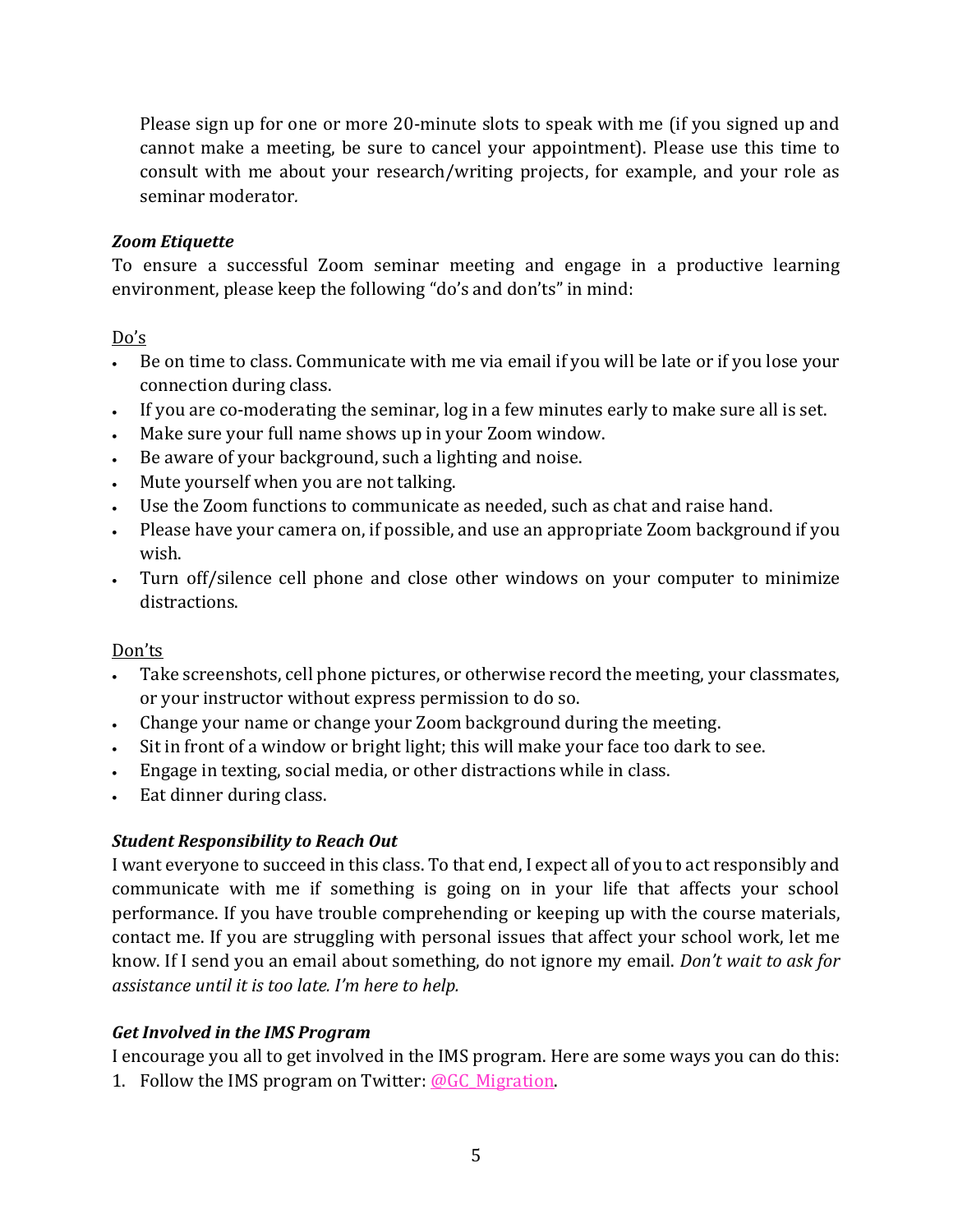Please sign up for one or more 20-minute slots to speak with me (if you signed up and cannot make a meeting, be sure to cancel your appointment). Please use this time to consult with me about your research/writing projects, for example, and your role as seminar moderator.

***Zoom Etiquette***

To ensure a successful Zoom seminar meeting and engage in a productive learning environment, please keep the following "do's and don'ts" in mind:

Do's

- Be on time to class. Communicate with me via email if you will be late or if you lose your connection during class.
- If you are co-moderating the seminar, log in a few minutes early to make sure all is set.
- Make sure your full name shows up in your Zoom window.
- Be aware of your background, such a lighting and noise.
- Mute yourself when you are not talking.
- Use the Zoom functions to communicate as needed, such as chat and raise hand.
- Please have your camera on, if possible, and use an appropriate Zoom background if you wish.
- Turn off/silence cell phone and close other windows on your computer to minimize distractions.

Don'ts

- Take screenshots, cell phone pictures, or otherwise record the meeting, your classmates, or your instructor without express permission to do so.
- Change your name or change your Zoom background during the meeting.
- Sit in front of a window or bright light; this will make your face too dark to see.
- Engage in texting, social media, or other distractions while in class.
- Eat dinner during class.

***Student Responsibility to Reach Out***

I want everyone to succeed in this class. To that end, I expect all of you to act responsibly and communicate with me if something is going on in your life that affects your school performance. If you have trouble comprehending or keeping up with the course materials, contact me. If you are struggling with personal issues that affect your school work, let me know. If I send you an email about something, do not ignore my email. *Don't wait to ask for assistance until it is too late. I'm here to help.*

***Get Involved in the IMS Program***

I encourage you all to get involved in the IMS program. Here are some ways you can do this:

1. Follow the IMS program on Twitter: @GC_Migration.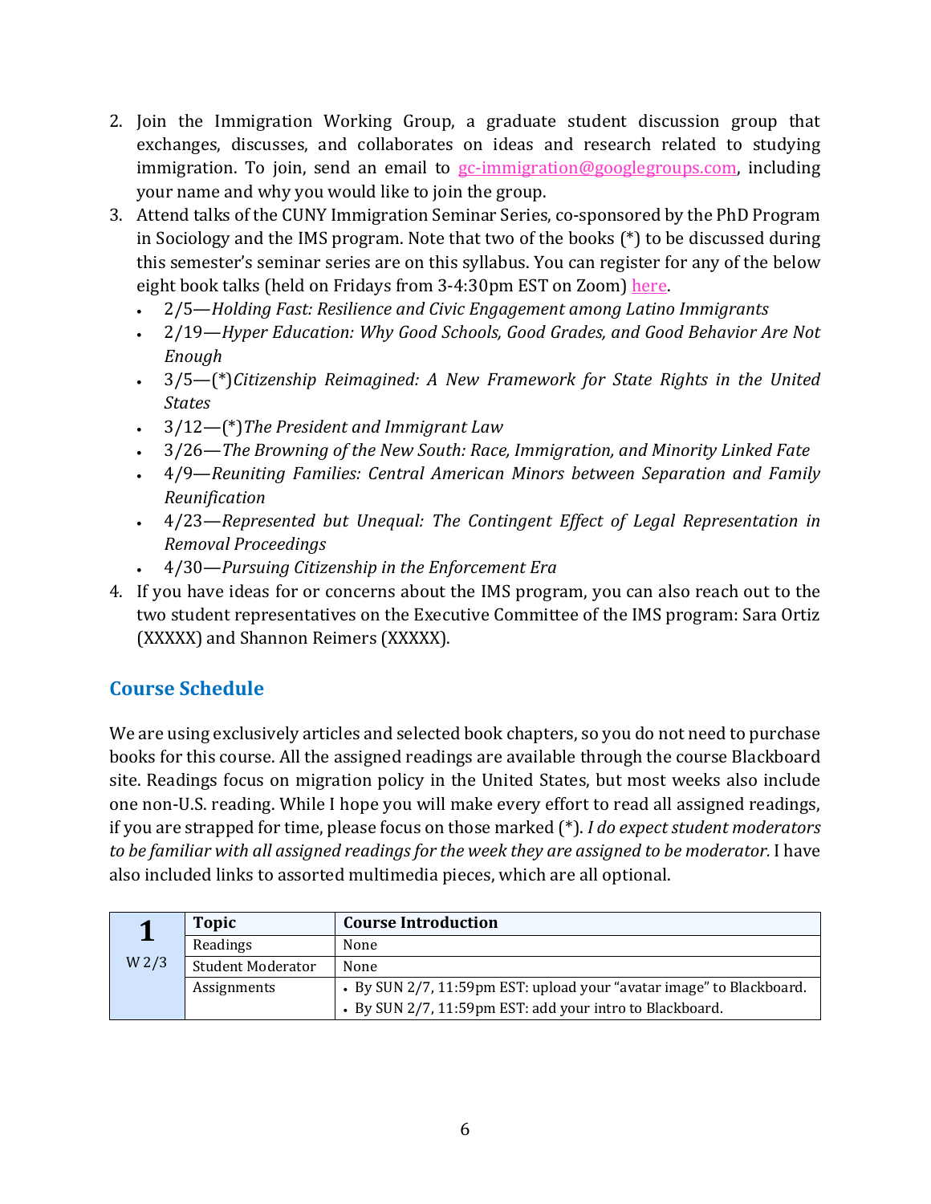2. Join the Immigration Working Group, a graduate student discussion group that exchanges, discusses, and collaborates on ideas and research related to studying immigration. To join, send an email to [gc-immigration@googlegroups.com](mailto:gc-immigration@googlegroups.com), including your name and why you would like to join the group.
3. Attend talks of the CUNY Immigration Seminar Series, co-sponsored by the PhD Program in Sociology and the IMS program. Note that two of the books (*) to be discussed during this semester's seminar series are on this syllabus. You can register for any of the below eight book talks (held on Fridays from 3-4:30pm EST on Zoom) [here]().
   - 2/5—*Holding Fast: Resilience and Civic Engagement among Latino Immigrants*
   - 2/19—*Hyper Education: Why Good Schools, Good Grades, and Good Behavior Are Not Enough*
   - 3/5—(*)*Citizenship Reimagined: A New Framework for State Rights in the United States*
   - 3/12—(*)*The President and Immigrant Law*
   - 3/26—*The Browning of the New South: Race, Immigration, and Minority Linked Fate*
   - 4/9—*Reuniting Families: Central American Minors between Separation and Family Reunification*
   - 4/23—*Represented but Unequal: The Contingent Effect of Legal Representation in Removal Proceedings*
   - 4/30—*Pursuing Citizenship in the Enforcement Era*
4. If you have ideas for or concerns about the IMS program, you can also reach out to the two student representatives on the Executive Committee of the IMS program: Sara Ortiz (XXXXX) and Shannon Reimers (XXXXX).

## Course Schedule

We are using exclusively articles and selected book chapters, so you do not need to purchase books for this course. All the assigned readings are available through the course Blackboard site. Readings focus on migration policy in the United States, but most weeks also include one non-U.S. reading. While I hope you will make every effort to read all assigned readings, if you are strapped for time, please focus on those marked (*). *I do expect student moderators to be familiar with all assigned readings for the week they are assigned to be moderator.* I have also included links to assorted multimedia pieces, which are all optional.

| **1** W 2/3 | **Topic** | **Course Introduction** |
|---|---|---|
| | Readings | None |
| | Student Moderator | None |
| | Assignments | • By SUN 2/7, 11:59pm EST: upload your "avatar image" to Blackboard. • By SUN 2/7, 11:59pm EST: add your intro to Blackboard. |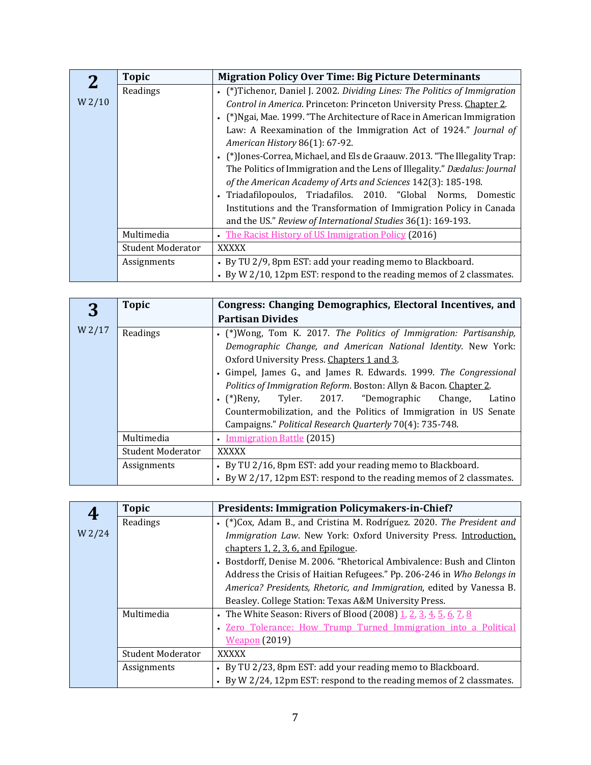| 2<br>W 2/10 | Topic | **Migration Policy Over Time: Big Picture Determinants** |
|---|---|---|
| | Readings | • (*)Tichenor, Daniel J. 2002. *Dividing Lines: The Politics of Immigration Control in America*. Princeton: Princeton University Press. Chapter 2.<br>• (*)Ngai, Mae. 1999. "The Architecture of Race in American Immigration Law: A Reexamination of the Immigration Act of 1924." *Journal of American History* 86(1): 67-92.<br>• (*)Jones-Correa, Michael, and Els de Graauw. 2013. "The Illegality Trap: The Politics of Immigration and the Lens of Illegality." *Dædalus: Journal of the American Academy of Arts and Sciences* 142(3): 185-198.<br>• Triadafilopoulos, Triadafilos. 2010. "Global Norms, Domestic Institutions and the Transformation of Immigration Policy in Canada and the US." *Review of International Studies* 36(1): 169-193. |
| | Multimedia | • The Racist History of US Immigration Policy (2016) |
| | Student Moderator | XXXXX |
| | Assignments | • By TU 2/9, 8pm EST: add your reading memo to Blackboard.<br>• By W 2/10, 12pm EST: respond to the reading memos of 2 classmates. |

| 3<br>W 2/17 | Topic | **Congress: Changing Demographics, Electoral Incentives, and Partisan Divides** |
|---|---|---|
| | Readings | • (*)Wong, Tom K. 2017. *The Politics of Immigration: Partisanship, Demographic Change, and American National Identity*. New York: Oxford University Press. Chapters 1 and 3.<br>• Gimpel, James G., and James R. Edwards. 1999. *The Congressional Politics of Immigration Reform*. Boston: Allyn & Bacon. Chapter 2.<br>• (*)Reny, Tyler. 2017. "Demographic Change, Latino Countermobilization, and the Politics of Immigration in US Senate Campaigns." *Political Research Quarterly* 70(4): 735-748. |
| | Multimedia | • Immigration Battle (2015) |
| | Student Moderator | XXXXX |
| | Assignments | • By TU 2/16, 8pm EST: add your reading memo to Blackboard.<br>• By W 2/17, 12pm EST: respond to the reading memos of 2 classmates. |

| 4<br>W 2/24 | Topic | **Presidents: Immigration Policymakers-in-Chief?** |
|---|---|---|
| | Readings | • (*)Cox, Adam B., and Cristina M. Rodríguez. 2020. *The President and Immigration Law*. New York: Oxford University Press. Introduction, chapters 1, 2, 3, 6, and Epilogue.<br>• Bostdorff, Denise M. 2006. "Rhetorical Ambivalence: Bush and Clinton Address the Crisis of Haitian Refugees." Pp. 206-246 in *Who Belongs in America? Presidents, Rhetoric, and Immigration*, edited by Vanessa B. Beasley. College Station: Texas A&M University Press. |
| | Multimedia | • The White Season: Rivers of Blood (2008) 1, 2, 3, 4, 5, 6, 7, 8<br>• Zero Tolerance: How Trump Turned Immigration into a Political Weapon (2019) |
| | Student Moderator | XXXXX |
| | Assignments | • By TU 2/23, 8pm EST: add your reading memo to Blackboard.<br>• By W 2/24, 12pm EST: respond to the reading memos of 2 classmates. |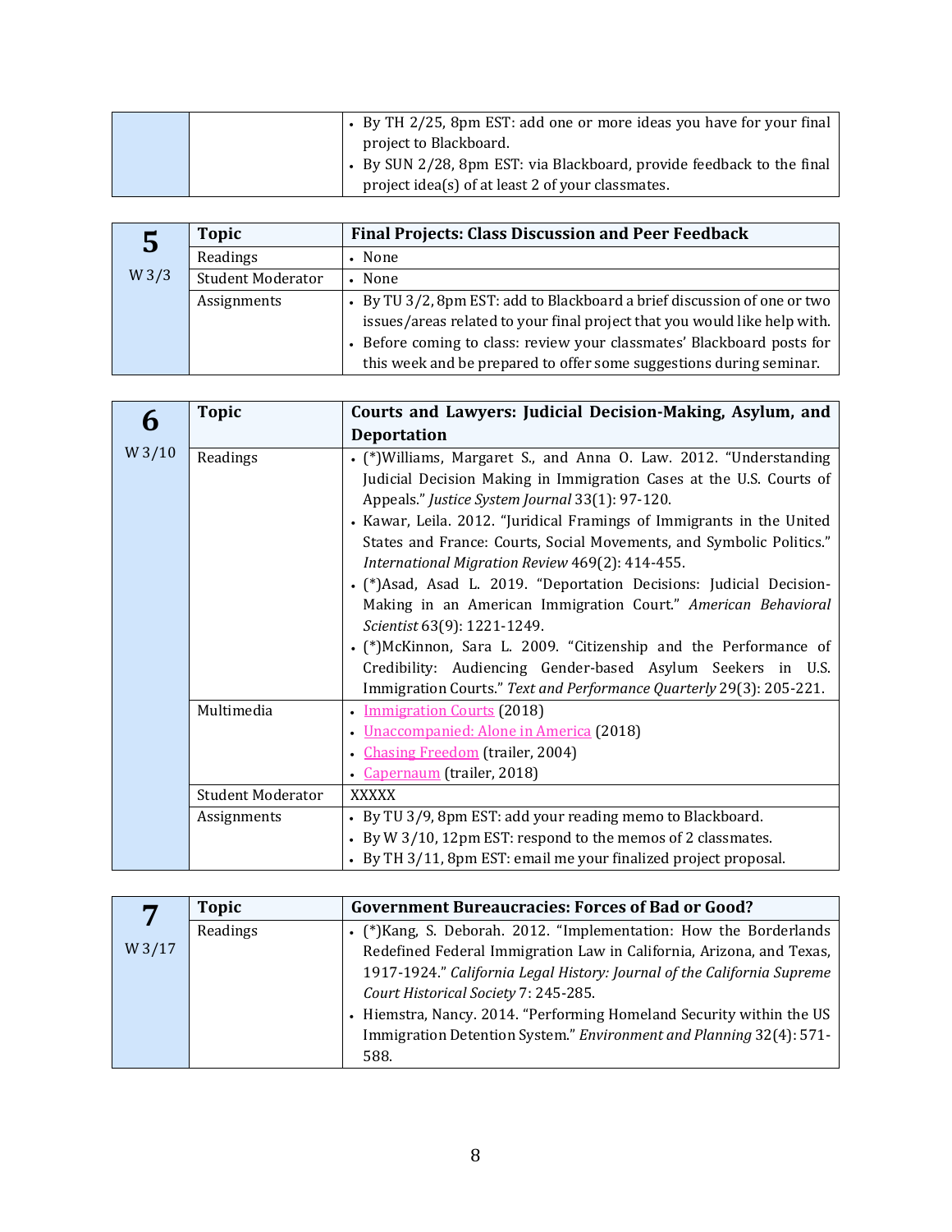| | | |
|---|---|---|
| | | • By TH 2/25, 8pm EST: add one or more ideas you have for your final project to Blackboard.<br>• By SUN 2/28, 8pm EST: via Blackboard, provide feedback to the final project idea(s) of at least 2 of your classmates. |

| **5**<br>W 3/3 | **Topic** | **Final Projects: Class Discussion and Peer Feedback** |
|---|---|---|
| | Readings | • None |
| | Student Moderator | • None |
| | Assignments | • By TU 3/2, 8pm EST: add to Blackboard a brief discussion of one or two issues/areas related to your final project that you would like help with.<br>• Before coming to class: review your classmates' Blackboard posts for this week and be prepared to offer some suggestions during seminar. |

| **6**<br>W 3/10 | **Topic** | **Courts and Lawyers: Judicial Decision-Making, Asylum, and Deportation** |
|---|---|---|
| | Readings | • (*)Williams, Margaret S., and Anna O. Law. 2012. "Understanding Judicial Decision Making in Immigration Cases at the U.S. Courts of Appeals." *Justice System Journal* 33(1): 97-120.<br>• Kawar, Leila. 2012. "Juridical Framings of Immigrants in the United States and France: Courts, Social Movements, and Symbolic Politics." *International Migration Review* 469(2): 414-455.<br>• (*)Asad, Asad L. 2019. "Deportation Decisions: Judicial Decision-Making in an American Immigration Court." *American Behavioral Scientist* 63(9): 1221-1249.<br>• (*)McKinnon, Sara L. 2009. "Citizenship and the Performance of Credibility: Audiencing Gender-based Asylum Seekers in U.S. Immigration Courts." *Text and Performance Quarterly* 29(3): 205-221. |
| | Multimedia | • Immigration Courts (2018)<br>• Unaccompanied: Alone in America (2018)<br>• Chasing Freedom (trailer, 2004)<br>• Capernaum (trailer, 2018) |
| | Student Moderator | XXXXX |
| | Assignments | • By TU 3/9, 8pm EST: add your reading memo to Blackboard.<br>• By W 3/10, 12pm EST: respond to the memos of 2 classmates.<br>• By TH 3/11, 8pm EST: email me your finalized project proposal. |

| **7**<br>W 3/17 | **Topic** | **Government Bureaucracies: Forces of Bad or Good?** |
|---|---|---|
| | Readings | • (*)Kang, S. Deborah. 2012. "Implementation: How the Borderlands Redefined Federal Immigration Law in California, Arizona, and Texas, 1917-1924." *California Legal History: Journal of the California Supreme Court Historical Society* 7: 245-285.<br>• Hiemstra, Nancy. 2014. "Performing Homeland Security within the US Immigration Detention System." *Environment and Planning* 32(4): 571-588. |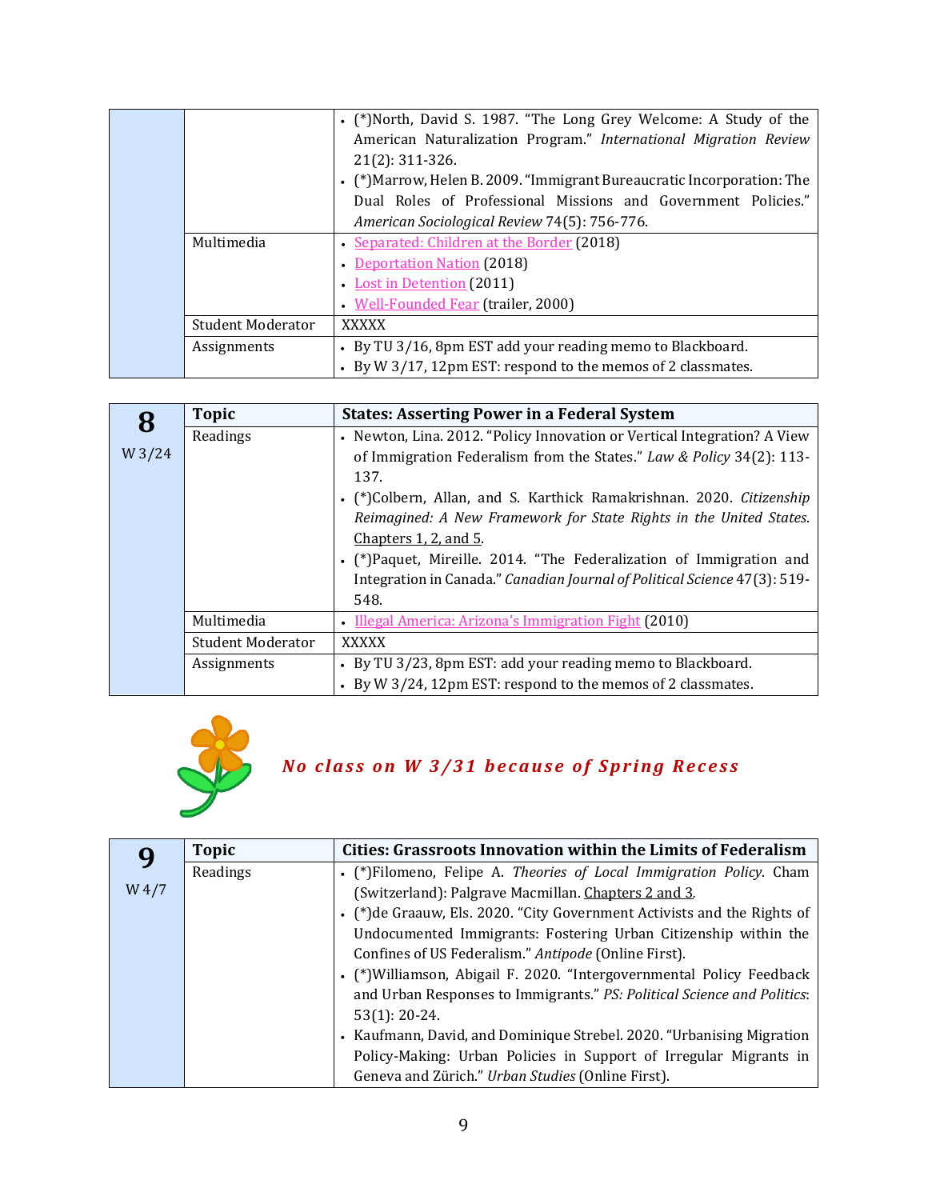| | | |
|---|---|---|
| | | • (*)North, David S. 1987. "The Long Grey Welcome: A Study of the American Naturalization Program." *International Migration Review* 21(2): 311-326.<br>• (*)Marrow, Helen B. 2009. "Immigrant Bureaucratic Incorporation: The Dual Roles of Professional Missions and Government Policies." *American Sociological Review* 74(5): 756-776. |
| | Multimedia | • Separated: Children at the Border (2018)<br>• Deportation Nation (2018)<br>• Lost in Detention (2011)<br>• Well-Founded Fear (trailer, 2000) |
| | Student Moderator | XXXXX |
| | Assignments | • By TU 3/16, 8pm EST add your reading memo to Blackboard.<br>• By W 3/17, 12pm EST: respond to the memos of 2 classmates. |

| **8** W 3/24 | **Topic** | **States: Asserting Power in a Federal System** |
|---|---|---|
| | Readings | • Newton, Lina. 2012. "Policy Innovation or Vertical Integration? A View of Immigration Federalism from the States." *Law & Policy* 34(2): 113-137.<br>• (*)Colbern, Allan, and S. Karthick Ramakrishnan. 2020. *Citizenship Reimagined: A New Framework for State Rights in the United States.* Chapters 1, 2, and 5.<br>• (*)Paquet, Mireille. 2014. "The Federalization of Immigration and Integration in Canada." *Canadian Journal of Political Science* 47(3): 519-548. |
| | Multimedia | • Illegal America: Arizona's Immigration Fight (2010) |
| | Student Moderator | XXXXX |
| | Assignments | • By TU 3/23, 8pm EST: add your reading memo to Blackboard.<br>• By W 3/24, 12pm EST: respond to the memos of 2 classmates. |

***No class on W 3/31 because of Spring Recess***

| **9** W 4/7 | **Topic** | **Cities: Grassroots Innovation within the Limits of Federalism** |
|---|---|---|
| | Readings | • (*)Filomeno, Felipe A. *Theories of Local Immigration Policy*. Cham (Switzerland): Palgrave Macmillan. Chapters 2 and 3.<br>• (*)de Graauw, Els. 2020. "City Government Activists and the Rights of Undocumented Immigrants: Fostering Urban Citizenship within the Confines of US Federalism." *Antipode* (Online First).<br>• (*)Williamson, Abigail F. 2020. "Intergovernmental Policy Feedback and Urban Responses to Immigrants." *PS: Political Science and Politics*: 53(1): 20-24.<br>• Kaufmann, David, and Dominique Strebel. 2020. "Urbanising Migration Policy-Making: Urban Policies in Support of Irregular Migrants in Geneva and Zürich." *Urban Studies* (Online First). |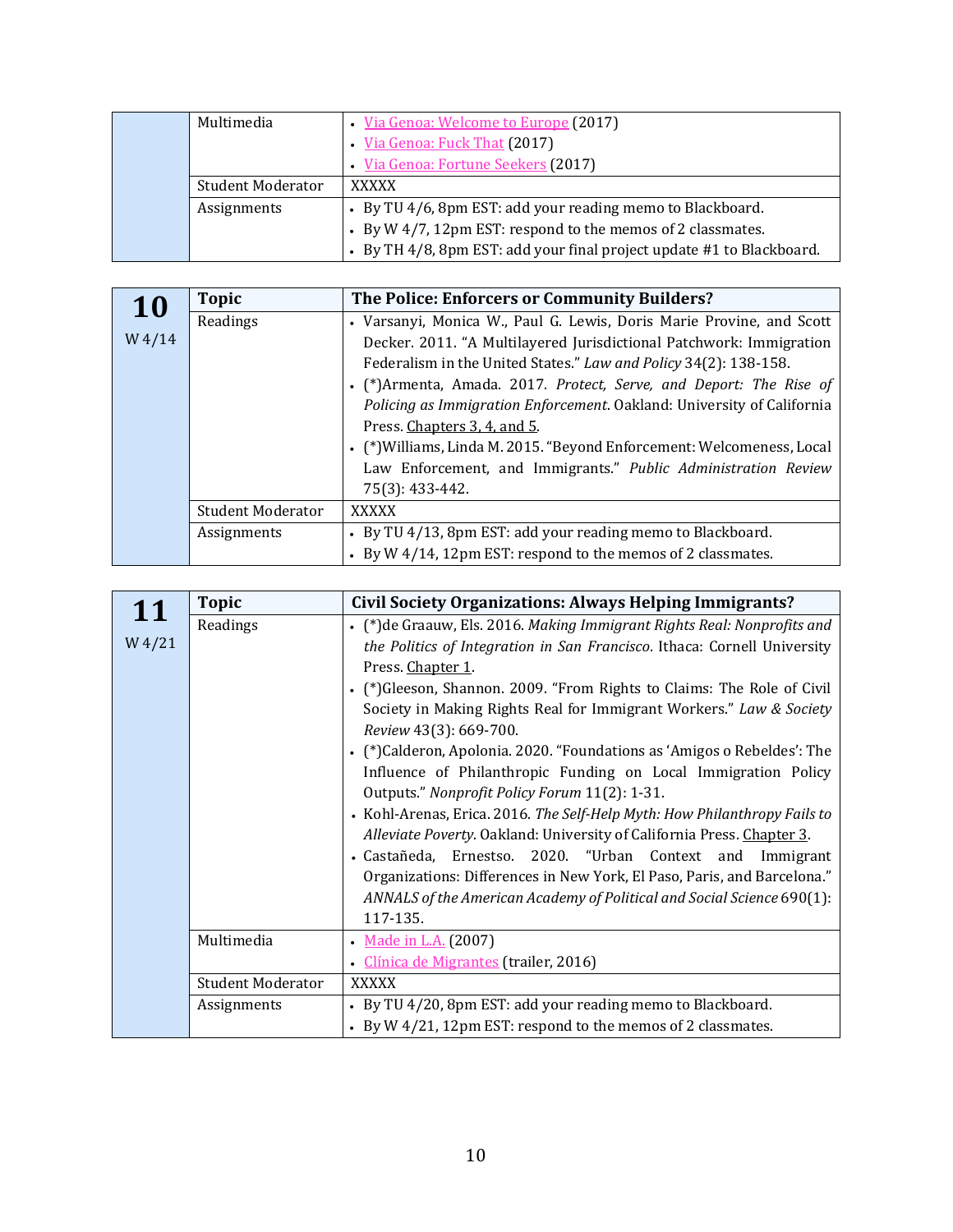| | | |
|---|---|---|
| | Multimedia | • Via Genoa: Welcome to Europe (2017)<br>• Via Genoa: Fuck That (2017)<br>• Via Genoa: Fortune Seekers (2017) |
| | Student Moderator | XXXXX |
| | Assignments | • By TU 4/6, 8pm EST: add your reading memo to Blackboard.<br>• By W 4/7, 12pm EST: respond to the memos of 2 classmates.<br>• By TH 4/8, 8pm EST: add your final project update #1 to Blackboard. |

| **10**<br>W 4/14 | **Topic** | **The Police: Enforcers or Community Builders?** |
|---|---|---|
| | Readings | • Varsanyi, Monica W., Paul G. Lewis, Doris Marie Provine, and Scott Decker. 2011. "A Multilayered Jurisdictional Patchwork: Immigration Federalism in the United States." *Law and Policy* 34(2): 138-158.<br>• (*)Armenta, Amada. 2017. *Protect, Serve, and Deport: The Rise of Policing as Immigration Enforcement*. Oakland: University of California Press. Chapters 3, 4, and 5.<br>• (*)Williams, Linda M. 2015. "Beyond Enforcement: Welcomeness, Local Law Enforcement, and Immigrants." *Public Administration Review* 75(3): 433-442. |
| | Student Moderator | XXXXX |
| | Assignments | • By TU 4/13, 8pm EST: add your reading memo to Blackboard.<br>• By W 4/14, 12pm EST: respond to the memos of 2 classmates. |

| **11**<br>W 4/21 | **Topic** | **Civil Society Organizations: Always Helping Immigrants?** |
|---|---|---|
| | Readings | • (*)de Graauw, Els. 2016. *Making Immigrant Rights Real: Nonprofits and the Politics of Integration in San Francisco*. Ithaca: Cornell University Press. Chapter 1.<br>• (*)Gleeson, Shannon. 2009. "From Rights to Claims: The Role of Civil Society in Making Rights Real for Immigrant Workers." *Law & Society Review* 43(3): 669-700.<br>• (*)Calderon, Apolonia. 2020. "Foundations as 'Amigos o Rebeldes': The Influence of Philanthropic Funding on Local Immigration Policy Outputs." *Nonprofit Policy Forum* 11(2): 1-31.<br>• Kohl-Arenas, Erica. 2016. *The Self-Help Myth: How Philanthropy Fails to Alleviate Poverty*. Oakland: University of California Press. Chapter 3.<br>• Castañeda, Ernestso. 2020. "Urban Context and Immigrant Organizations: Differences in New York, El Paso, Paris, and Barcelona." *ANNALS of the American Academy of Political and Social Science* 690(1): 117-135. |
| | Multimedia | • Made in L.A. (2007)<br>• Clínica de Migrantes (trailer, 2016) |
| | Student Moderator | XXXXX |
| | Assignments | • By TU 4/20, 8pm EST: add your reading memo to Blackboard.<br>• By W 4/21, 12pm EST: respond to the memos of 2 classmates. |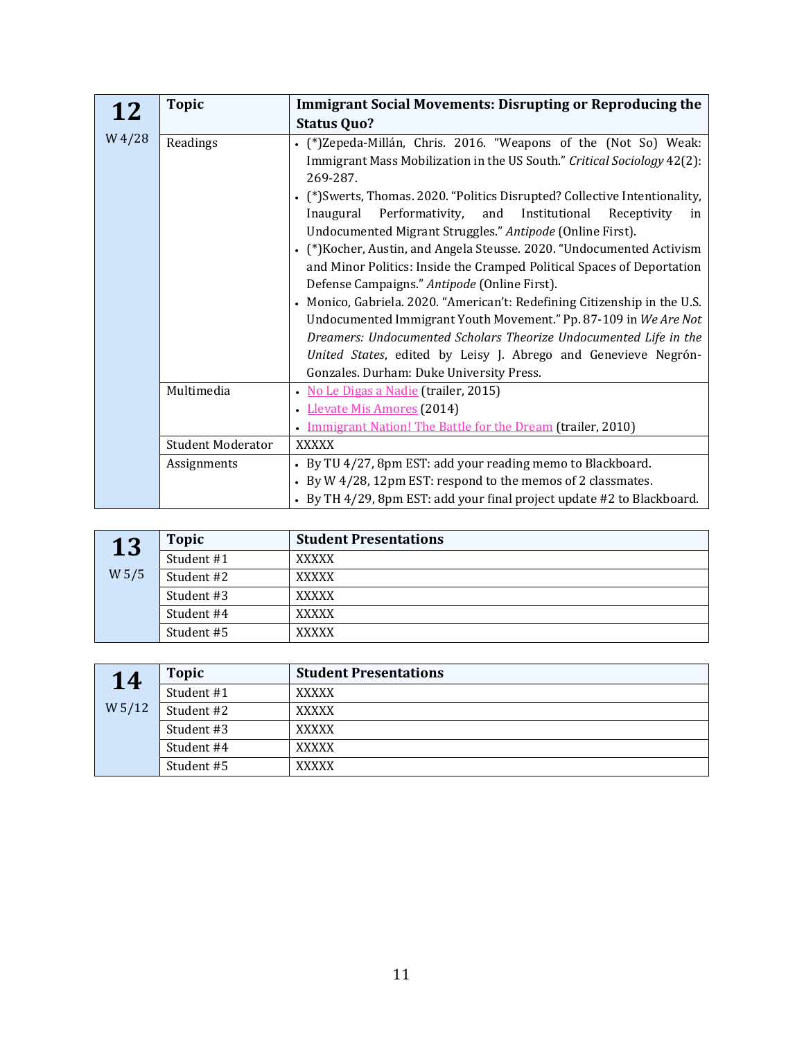| 12<br>W 4/28 | Topic | **Immigrant Social Movements: Disrupting or Reproducing the Status Quo?** |
|---|---|---|
| | Readings | • (*)Zepeda-Millán, Chris. 2016. "Weapons of the (Not So) Weak: Immigrant Mass Mobilization in the US South." *Critical Sociology* 42(2): 269-287.<br>• (*)Swerts, Thomas. 2020. "Politics Disrupted? Collective Intentionality, Inaugural Performativity, and Institutional Receptivity in Undocumented Migrant Struggles." *Antipode* (Online First).<br>• (*)Kocher, Austin, and Angela Steusse. 2020. "Undocumented Activism and Minor Politics: Inside the Cramped Political Spaces of Deportation Defense Campaigns." *Antipode* (Online First).<br>• Monico, Gabriela. 2020. "American't: Redefining Citizenship in the U.S. Undocumented Immigrant Youth Movement." Pp. 87-109 in *We Are Not Dreamers: Undocumented Scholars Theorize Undocumented Life in the United States*, edited by Leisy J. Abrego and Genevieve Negrón-Gonzales. Durham: Duke University Press. |
| | Multimedia | • No Le Digas a Nadie (trailer, 2015)<br>• Llevate Mis Amores (2014)<br>• Immigrant Nation! The Battle for the Dream (trailer, 2010) |
| | Student Moderator | XXXXX |
| | Assignments | • By TU 4/27, 8pm EST: add your reading memo to Blackboard.<br>• By W 4/28, 12pm EST: respond to the memos of 2 classmates.<br>• By TH 4/29, 8pm EST: add your final project update #2 to Blackboard. |

| 13<br>W 5/5 | Topic | **Student Presentations** |
|---|---|---|
| | Student #1 | XXXXX |
| | Student #2 | XXXXX |
| | Student #3 | XXXXX |
| | Student #4 | XXXXX |
| | Student #5 | XXXXX |

| 14<br>W 5/12 | Topic | **Student Presentations** |
|---|---|---|
| | Student #1 | XXXXX |
| | Student #2 | XXXXX |
| | Student #3 | XXXXX |
| | Student #4 | XXXXX |
| | Student #5 | XXXXX |